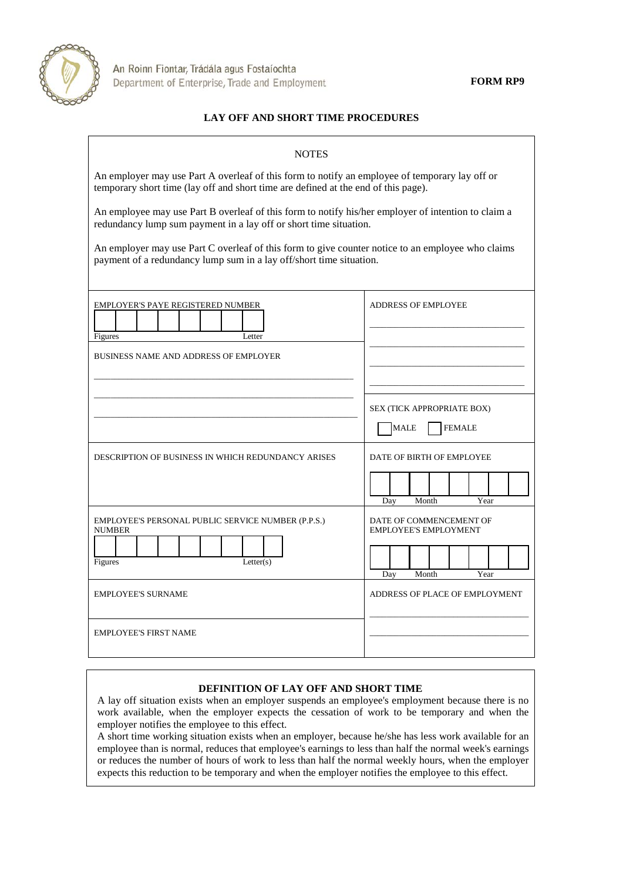An Roinn Fiontar, Trádála agus Fostaíochta
Department of Enterprise, Trade and Employment

**FORM RP9**

## LAY OFF AND SHORT TIME PROCEDURES

### NOTES

An employer may use Part A overleaf of this form to notify an employee of temporary lay off or temporary short time (lay off and short time are defined at the end of this page).

An employee may use Part B overleaf of this form to notify his/her employer of intention to claim a redundancy lump sum payment in a lay off or short time situation.

An employer may use Part C overleaf of this form to give counter notice to an employee who claims payment of a redundancy lump sum in a lay off/short time situation.

| | |
|---|---|
| EMPLOYER'S PAYE REGISTERED NUMBER<br>Figures Letter | ADDRESS OF EMPLOYEE<br>\_\_\_\_\_\_\_\_\_\_\_\_\_\_\_\_\_\_\_\_<br>\_\_\_\_\_\_\_\_\_\_\_\_\_\_\_\_\_\_\_\_<br>\_\_\_\_\_\_\_\_\_\_\_\_\_\_\_\_\_\_\_\_<br>\_\_\_\_\_\_\_\_\_\_\_\_\_\_\_\_\_\_\_\_ |
| BUSINESS NAME AND ADDRESS OF EMPLOYER<br>\_\_\_\_\_\_\_\_\_\_\_\_\_\_\_\_\_\_\_\_<br>\_\_\_\_\_\_\_\_\_\_\_\_\_\_\_\_\_\_\_\_<br>\_\_\_\_\_\_\_\_\_\_\_\_\_\_\_\_\_\_\_\_ | SEX (TICK APPROPRIATE BOX)<br>☐ MALE ☐ FEMALE |
| DESCRIPTION OF BUSINESS IN WHICH REDUNDANCY ARISES | DATE OF BIRTH OF EMPLOYEE<br>Day Month Year |
| EMPLOYEE'S PERSONAL PUBLIC SERVICE NUMBER (P.P.S.) NUMBER<br>Figures Letter(s) | DATE OF COMMENCEMENT OF EMPLOYEE'S EMPLOYMENT<br>Day Month Year |
| EMPLOYEE'S SURNAME | ADDRESS OF PLACE OF EMPLOYMENT<br>\_\_\_\_\_\_\_\_\_\_\_\_\_\_\_\_\_\_\_\_<br>\_\_\_\_\_\_\_\_\_\_\_\_\_\_\_\_\_\_\_\_ |
| EMPLOYEE'S FIRST NAME | |

### DEFINITION OF LAY OFF AND SHORT TIME

A lay off situation exists when an employer suspends an employee's employment because there is no work available, when the employer expects the cessation of work to be temporary and when the employer notifies the employee to this effect.

A short time working situation exists when an employer, because he/she has less work available for an employee than is normal, reduces that employee's earnings to less than half the normal week's earnings or reduces the number of hours of work to less than half the normal weekly hours, when the employer expects this reduction to be temporary and when the employer notifies the employee to this effect.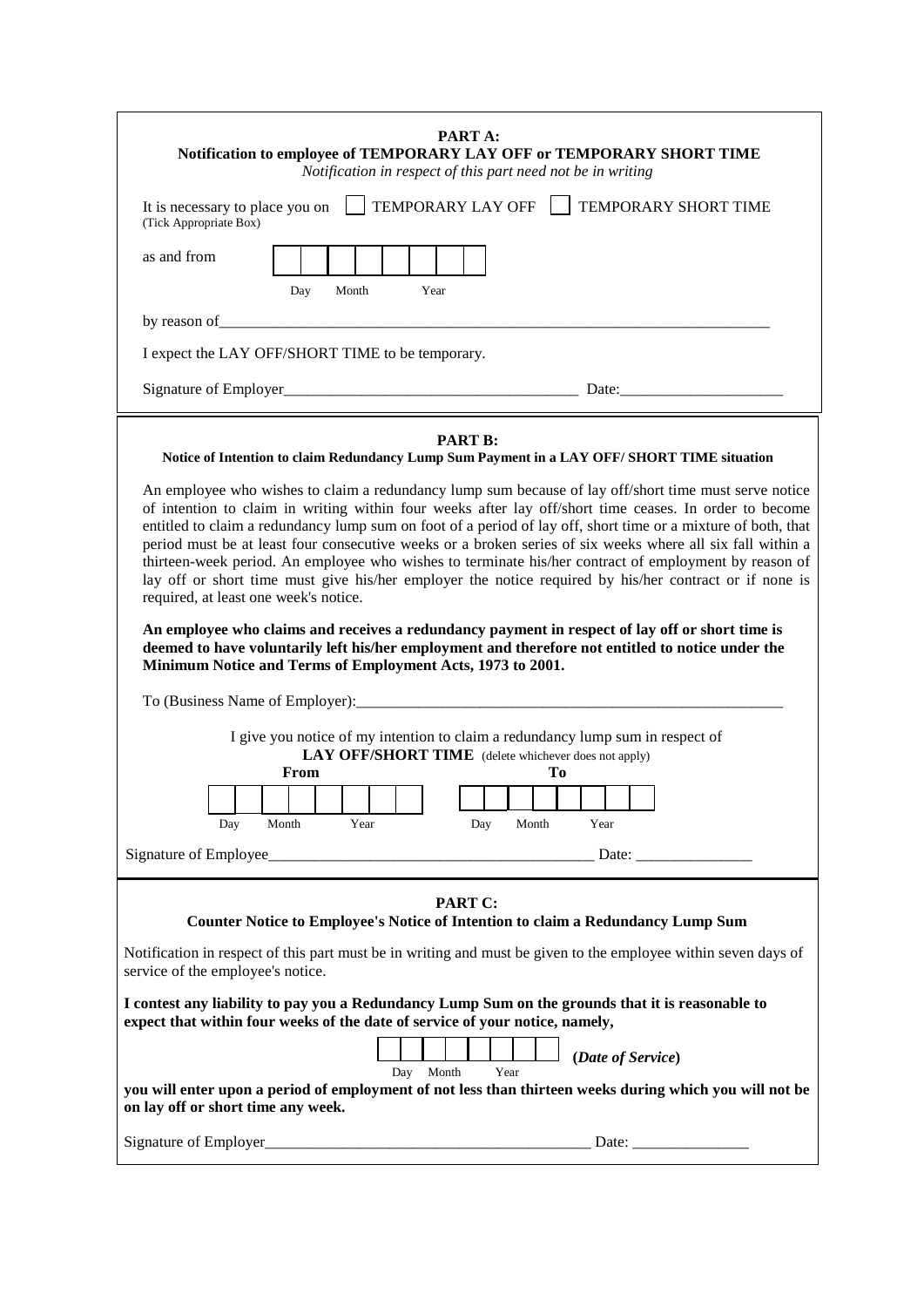## PART A:

### Notification to employee of TEMPORARY LAY OFF or TEMPORARY SHORT TIME

*Notification in respect of this part need not be in writing*

It is necessary to place you on ☐ TEMPORARY LAY OFF ☐ TEMPORARY SHORT TIME
(Tick Appropriate Box)

as and from [ | ] [ | ] [ | | | ]
Day Month Year

by reason of\_\_\_\_\_\_\_\_\_\_\_\_\_\_\_\_\_\_\_\_\_\_\_\_\_\_\_\_\_\_\_\_\_\_\_\_\_\_\_\_\_\_\_\_\_\_\_\_\_\_\_\_\_\_\_\_\_\_\_\_\_\_\_\_

I expect the LAY OFF/SHORT TIME to be temporary.

Signature of Employer\_\_\_\_\_\_\_\_\_\_\_\_\_\_\_\_\_\_\_\_\_\_\_\_\_\_\_\_\_\_\_\_\_\_\_\_\_\_ Date:\_\_\_\_\_\_\_\_\_\_\_\_\_\_\_\_\_\_\_\_

## PART B:

### Notice of Intention to claim Redundancy Lump Sum Payment in a LAY OFF/ SHORT TIME situation

An employee who wishes to claim a redundancy lump sum because of lay off/short time must serve notice of intention to claim in writing within four weeks after lay off/short time ceases. In order to become entitled to claim a redundancy lump sum on foot of a period of lay off, short time or a mixture of both, that period must be at least four consecutive weeks or a broken series of six weeks where all six fall within a thirteen-week period. An employee who wishes to terminate his/her contract of employment by reason of lay off or short time must give his/her employer the notice required by his/her contract or if none is required, at least one week's notice.

**An employee who claims and receives a redundancy payment in respect of lay off or short time is deemed to have voluntarily left his/her employment and therefore not entitled to notice under the Minimum Notice and Terms of Employment Acts, 1973 to 2001.**

To (Business Name of Employer):\_\_\_\_\_\_\_\_\_\_\_\_\_\_\_\_\_\_\_\_\_\_\_\_\_\_\_\_\_\_\_\_\_\_\_\_\_\_\_\_\_\_\_\_\_\_\_\_\_\_\_\_\_\_

I give you notice of my intention to claim a redundancy lump sum in respect of
**LAY OFF/SHORT TIME** (delete whichever does not apply)

**From** [ | ] [ | ] [ | | | ]
Day Month Year

**To** [ | ] [ | ] [ | | | ]
Day Month Year

Signature of Employee\_\_\_\_\_\_\_\_\_\_\_\_\_\_\_\_\_\_\_\_\_\_\_\_\_\_\_\_\_\_\_\_\_\_\_\_\_\_\_\_\_\_\_\_ Date: \_\_\_\_\_\_\_\_\_\_\_\_\_\_\_

## PART C:

### Counter Notice to Employee's Notice of Intention to claim a Redundancy Lump Sum

Notification in respect of this part must be in writing and must be given to the employee within seven days of service of the employee's notice.

**I contest any liability to pay you a Redundancy Lump Sum on the grounds that it is reasonable to expect that within four weeks of the date of service of your notice, namely,**

[ | ] [ | ] [ | | | ] **(*Date of Service*)**
Day Month Year

**you will enter upon a period of employment of not less than thirteen weeks during which you will not be on lay off or short time any week.**

Signature of Employer\_\_\_\_\_\_\_\_\_\_\_\_\_\_\_\_\_\_\_\_\_\_\_\_\_\_\_\_\_\_\_\_\_\_\_\_\_\_\_\_\_\_\_\_ Date: \_\_\_\_\_\_\_\_\_\_\_\_\_\_\_